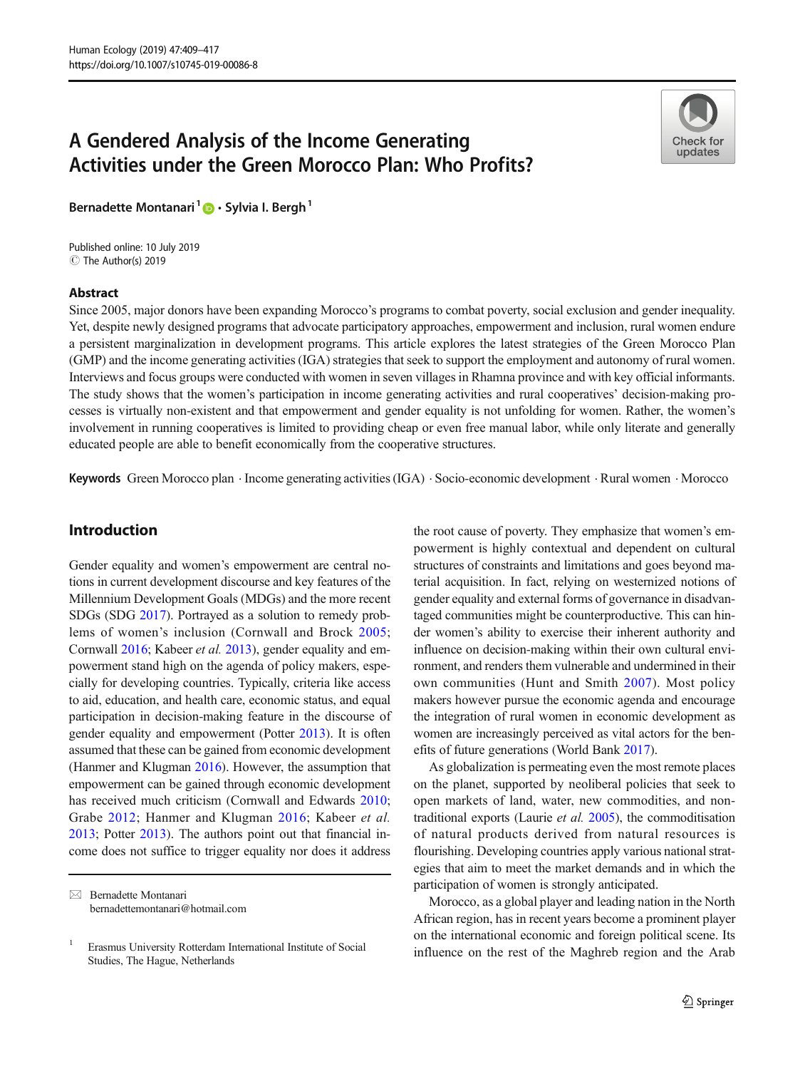# A Gendered Analysis of the Income Generating Activities under the Green Morocco Plan: Who Profits?

Bernadette Montanari[1] · Sylvia I. Bergh[1]

Published online: 10 July 2019
© The Author(s) 2019

## Abstract

Since 2005, major donors have been expanding Morocco's programs to combat poverty, social exclusion and gender inequality. Yet, despite newly designed programs that advocate participatory approaches, empowerment and inclusion, rural women endure a persistent marginalization in development programs. This article explores the latest strategies of the Green Morocco Plan (GMP) and the income generating activities (IGA) strategies that seek to support the employment and autonomy of rural women. Interviews and focus groups were conducted with women in seven villages in Rhamna province and with key official informants. The study shows that the women's participation in income generating activities and rural cooperatives' decision-making processes is virtually non-existent and that empowerment and gender equality is not unfolding for women. Rather, the women's involvement in running cooperatives is limited to providing cheap or even free manual labor, while only literate and generally educated people are able to benefit economically from the cooperative structures.

**Keywords** Green Morocco plan · Income generating activities (IGA) · Socio-economic development · Rural women · Morocco

## Introduction

Gender equality and women's empowerment are central notions in current development discourse and key features of the Millennium Development Goals (MDGs) and the more recent SDGs (SDG 2017). Portrayed as a solution to remedy problems of women's inclusion (Cornwall and Brock 2005; Cornwall 2016; Kabeer *et al.* 2013), gender equality and empowerment stand high on the agenda of policy makers, especially for developing countries. Typically, criteria like access to aid, education, and health care, economic status, and equal participation in decision-making feature in the discourse of gender equality and empowerment (Potter 2013). It is often assumed that these can be gained from economic development (Hanmer and Klugman 2016). However, the assumption that empowerment can be gained through economic development has received much criticism (Cornwall and Edwards 2010; Grabe 2012; Hanmer and Klugman 2016; Kabeer *et al.* 2013; Potter 2013). The authors point out that financial income does not suffice to trigger equality nor does it address the root cause of poverty. They emphasize that women's empowerment is highly contextual and dependent on cultural structures of constraints and limitations and goes beyond material acquisition. In fact, relying on westernized notions of gender equality and external forms of governance in disadvantaged communities might be counterproductive. This can hinder women's ability to exercise their inherent authority and influence on decision-making within their own cultural environment, and renders them vulnerable and undermined in their own communities (Hunt and Smith 2007). Most policy makers however pursue the economic agenda and encourage the integration of rural women in economic development as women are increasingly perceived as vital actors for the benefits of future generations (World Bank 2017).

As globalization is permeating even the most remote places on the planet, supported by neoliberal policies that seek to open markets of land, water, new commodities, and non-traditional exports (Laurie *et al.* 2005), the commoditisation of natural products derived from natural resources is flourishing. Developing countries apply various national strategies that aim to meet the market demands and in which the participation of women is strongly anticipated.

Morocco, as a global player and leading nation in the North African region, has in recent years become a prominent player on the international economic and foreign political scene. Its influence on the rest of the Maghreb region and the Arab

✉ Bernadette Montanari
bernadettemontanari@hotmail.com

[1] Erasmus University Rotterdam International Institute of Social Studies, The Hague, Netherlands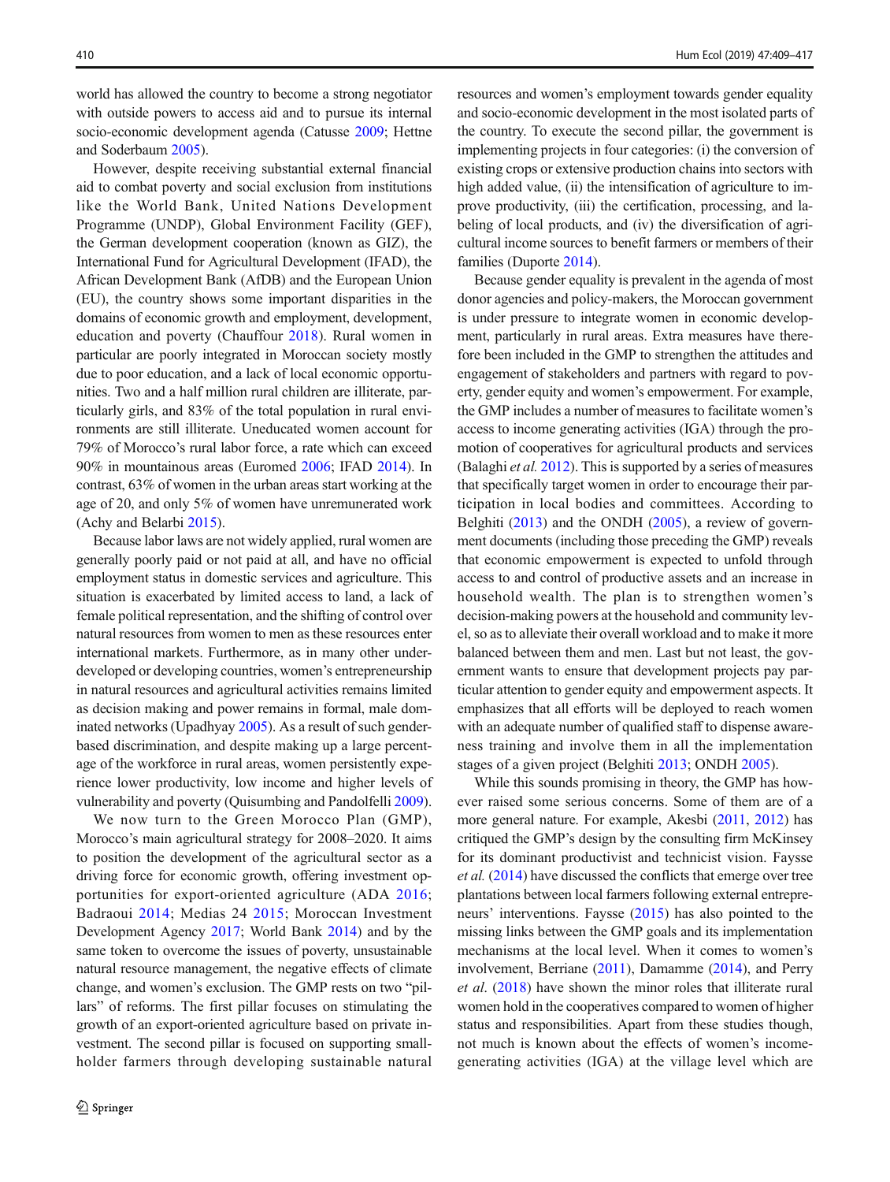world has allowed the country to become a strong negotiator with outside powers to access aid and to pursue its internal socio-economic development agenda (Catusse 2009; Hettne and Soderbaum 2005).

However, despite receiving substantial external financial aid to combat poverty and social exclusion from institutions like the World Bank, United Nations Development Programme (UNDP), Global Environment Facility (GEF), the German development cooperation (known as GIZ), the International Fund for Agricultural Development (IFAD), the African Development Bank (AfDB) and the European Union (EU), the country shows some important disparities in the domains of economic growth and employment, development, education and poverty (Chauffour 2018). Rural women in particular are poorly integrated in Moroccan society mostly due to poor education, and a lack of local economic opportunities. Two and a half million rural children are illiterate, particularly girls, and 83% of the total population in rural environments are still illiterate. Uneducated women account for 79% of Morocco's rural labor force, a rate which can exceed 90% in mountainous areas (Euromed 2006; IFAD 2014). In contrast, 63% of women in the urban areas start working at the age of 20, and only 5% of women have unremunerated work (Achy and Belarbi 2015).

Because labor laws are not widely applied, rural women are generally poorly paid or not paid at all, and have no official employment status in domestic services and agriculture. This situation is exacerbated by limited access to land, a lack of female political representation, and the shifting of control over natural resources from women to men as these resources enter international markets. Furthermore, as in many other underdeveloped or developing countries, women's entrepreneurship in natural resources and agricultural activities remains limited as decision making and power remains in formal, male dominated networks (Upadhyay 2005). As a result of such gender-based discrimination, and despite making up a large percentage of the workforce in rural areas, women persistently experience lower productivity, low income and higher levels of vulnerability and poverty (Quisumbing and Pandolfelli 2009).

We now turn to the Green Morocco Plan (GMP), Morocco's main agricultural strategy for 2008–2020. It aims to position the development of the agricultural sector as a driving force for economic growth, offering investment opportunities for export-oriented agriculture (ADA 2016; Badraoui 2014; Medias 24 2015; Moroccan Investment Development Agency 2017; World Bank 2014) and by the same token to overcome the issues of poverty, unsustainable natural resource management, the negative effects of climate change, and women's exclusion. The GMP rests on two "pillars" of reforms. The first pillar focuses on stimulating the growth of an export-oriented agriculture based on private investment. The second pillar is focused on supporting smallholder farmers through developing sustainable natural resources and women's employment towards gender equality and socio-economic development in the most isolated parts of the country. To execute the second pillar, the government is implementing projects in four categories: (i) the conversion of existing crops or extensive production chains into sectors with high added value, (ii) the intensification of agriculture to improve productivity, (iii) the certification, processing, and labeling of local products, and (iv) the diversification of agricultural income sources to benefit farmers or members of their families (Duporte 2014).

Because gender equality is prevalent in the agenda of most donor agencies and policy-makers, the Moroccan government is under pressure to integrate women in economic development, particularly in rural areas. Extra measures have therefore been included in the GMP to strengthen the attitudes and engagement of stakeholders and partners with regard to poverty, gender equity and women's empowerment. For example, the GMP includes a number of measures to facilitate women's access to income generating activities (IGA) through the promotion of cooperatives for agricultural products and services (Balaghi *et al.* 2012). This is supported by a series of measures that specifically target women in order to encourage their participation in local bodies and committees. According to Belghiti (2013) and the ONDH (2005), a review of government documents (including those preceding the GMP) reveals that economic empowerment is expected to unfold through access to and control of productive assets and an increase in household wealth. The plan is to strengthen women's decision-making powers at the household and community level, so as to alleviate their overall workload and to make it more balanced between them and men. Last but not least, the government wants to ensure that development projects pay particular attention to gender equity and empowerment aspects. It emphasizes that all efforts will be deployed to reach women with an adequate number of qualified staff to dispense awareness training and involve them in all the implementation stages of a given project (Belghiti 2013; ONDH 2005).

While this sounds promising in theory, the GMP has however raised some serious concerns. Some of them are of a more general nature. For example, Akesbi (2011, 2012) has critiqued the GMP's design by the consulting firm McKinsey for its dominant productivist and technicist vision. Faysse *et al.* (2014) have discussed the conflicts that emerge over tree plantations between local farmers following external entrepreneurs' interventions. Faysse (2015) has also pointed to the missing links between the GMP goals and its implementation mechanisms at the local level. When it comes to women's involvement, Berriane (2011), Damamme (2014), and Perry *et al.* (2018) have shown the minor roles that illiterate rural women hold in the cooperatives compared to women of higher status and responsibilities. Apart from these studies though, not much is known about the effects of women's income-generating activities (IGA) at the village level which are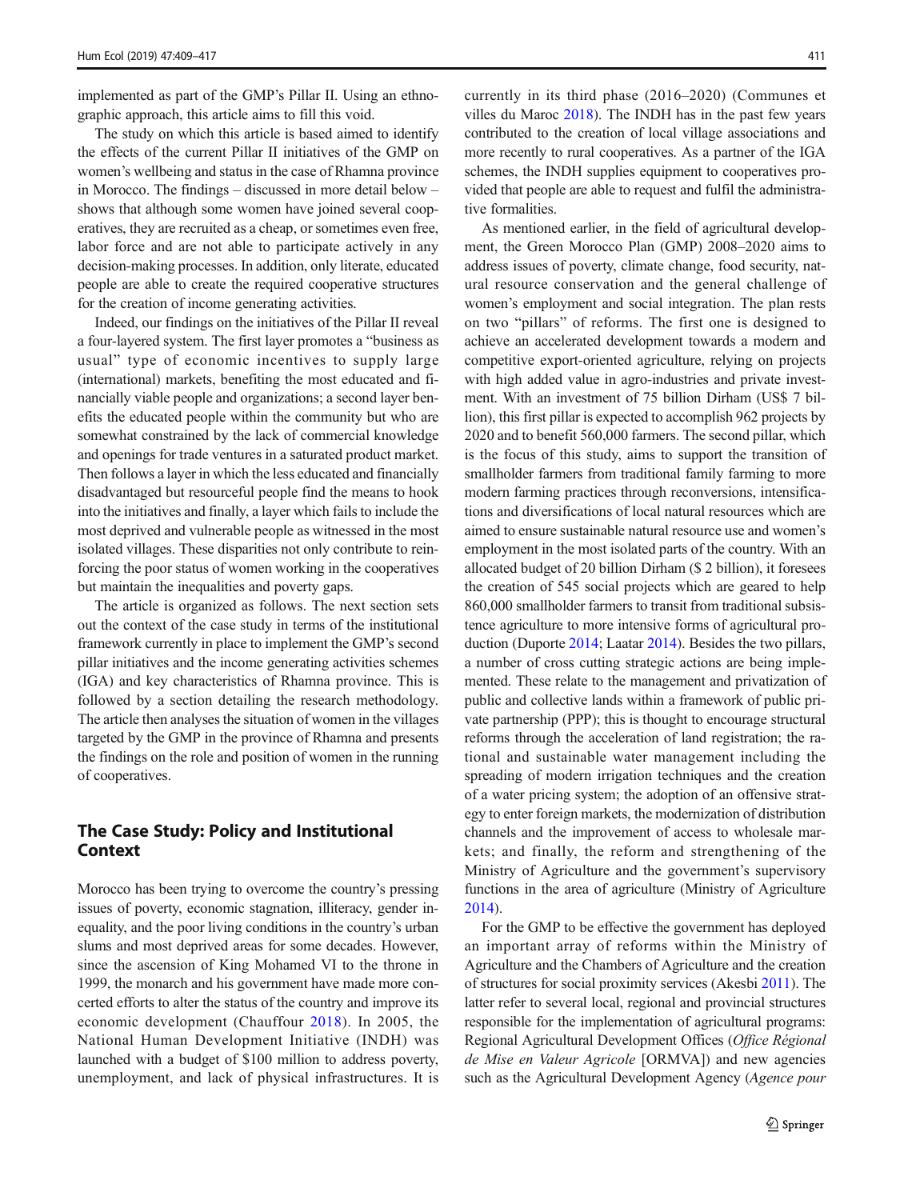implemented as part of the GMP's Pillar II. Using an ethnographic approach, this article aims to fill this void.

The study on which this article is based aimed to identify the effects of the current Pillar II initiatives of the GMP on women's wellbeing and status in the case of Rhamna province in Morocco. The findings – discussed in more detail below – shows that although some women have joined several cooperatives, they are recruited as a cheap, or sometimes even free, labor force and are not able to participate actively in any decision-making processes. In addition, only literate, educated people are able to create the required cooperative structures for the creation of income generating activities.

Indeed, our findings on the initiatives of the Pillar II reveal a four-layered system. The first layer promotes a "business as usual" type of economic incentives to supply large (international) markets, benefiting the most educated and financially viable people and organizations; a second layer benefits the educated people within the community but who are somewhat constrained by the lack of commercial knowledge and openings for trade ventures in a saturated product market. Then follows a layer in which the less educated and financially disadvantaged but resourceful people find the means to hook into the initiatives and finally, a layer which fails to include the most deprived and vulnerable people as witnessed in the most isolated villages. These disparities not only contribute to reinforcing the poor status of women working in the cooperatives but maintain the inequalities and poverty gaps.

The article is organized as follows. The next section sets out the context of the case study in terms of the institutional framework currently in place to implement the GMP's second pillar initiatives and the income generating activities schemes (IGA) and key characteristics of Rhamna province. This is followed by a section detailing the research methodology. The article then analyses the situation of women in the villages targeted by the GMP in the province of Rhamna and presents the findings on the role and position of women in the running of cooperatives.

## The Case Study: Policy and Institutional Context

Morocco has been trying to overcome the country's pressing issues of poverty, economic stagnation, illiteracy, gender inequality, and the poor living conditions in the country's urban slums and most deprived areas for some decades. However, since the ascension of King Mohamed VI to the throne in 1999, the monarch and his government have made more concerted efforts to alter the status of the country and improve its economic development (Chauffour 2018). In 2005, the National Human Development Initiative (INDH) was launched with a budget of $100 million to address poverty, unemployment, and lack of physical infrastructures. It is currently in its third phase (2016–2020) (Communes et villes du Maroc 2018). The INDH has in the past few years contributed to the creation of local village associations and more recently to rural cooperatives. As a partner of the IGA schemes, the INDH supplies equipment to cooperatives provided that people are able to request and fulfil the administrative formalities.

As mentioned earlier, in the field of agricultural development, the Green Morocco Plan (GMP) 2008–2020 aims to address issues of poverty, climate change, food security, natural resource conservation and the general challenge of women's employment and social integration. The plan rests on two "pillars" of reforms. The first one is designed to achieve an accelerated development towards a modern and competitive export-oriented agriculture, relying on projects with high added value in agro-industries and private investment. With an investment of 75 billion Dirham (US$ 7 billion), this first pillar is expected to accomplish 962 projects by 2020 and to benefit 560,000 farmers. The second pillar, which is the focus of this study, aims to support the transition of smallholder farmers from traditional family farming to more modern farming practices through reconversions, intensifications and diversifications of local natural resources which are aimed to ensure sustainable natural resource use and women's employment in the most isolated parts of the country. With an allocated budget of 20 billion Dirham ($ 2 billion), it foresees the creation of 545 social projects which are geared to help 860,000 smallholder farmers to transit from traditional subsistence agriculture to more intensive forms of agricultural production (Duporte 2014; Laatar 2014). Besides the two pillars, a number of cross cutting strategic actions are being implemented. These relate to the management and privatization of public and collective lands within a framework of public private partnership (PPP); this is thought to encourage structural reforms through the acceleration of land registration; the rational and sustainable water management including the spreading of modern irrigation techniques and the creation of a water pricing system; the adoption of an offensive strategy to enter foreign markets, the modernization of distribution channels and the improvement of access to wholesale markets; and finally, the reform and strengthening of the Ministry of Agriculture and the government's supervisory functions in the area of agriculture (Ministry of Agriculture 2014).

For the GMP to be effective the government has deployed an important array of reforms within the Ministry of Agriculture and the Chambers of Agriculture and the creation of structures for social proximity services (Akesbi 2011). The latter refer to several local, regional and provincial structures responsible for the implementation of agricultural programs: Regional Agricultural Development Offices (*Office Régional de Mise en Valeur Agricole* [ORMVA]) and new agencies such as the Agricultural Development Agency (*Agence pour*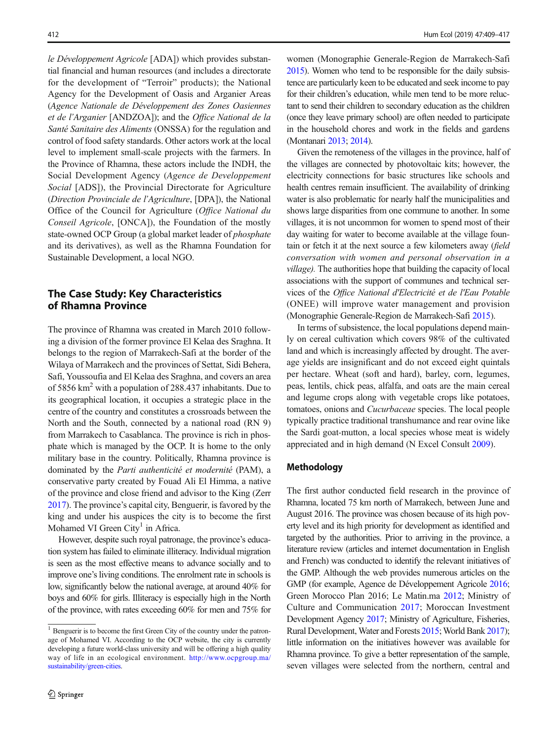*le Développement Agricole* [ADA]) which provides substantial financial and human resources (and includes a directorate for the development of "Terroir" products); the National Agency for the Development of Oasis and Arganier Areas (*Agence Nationale de Développement des Zones Oasiennes et de l'Arganier* [ANDZOA]); and the *Office National de la Santé Sanitaire des Aliments* (ONSSA) for the regulation and control of food safety standards. Other actors work at the local level to implement small-scale projects with the farmers. In the Province of Rhamna, these actors include the INDH, the Social Development Agency (*Agence de Developpement Social* [ADS]), the Provincial Directorate for Agriculture (*Direction Provinciale de l'Agriculture*, [DPA]), the National Office of the Council for Agriculture (*Office National du Conseil Agricole*, [ONCA]), the Foundation of the mostly state-owned OCP Group (a global market leader of *phosphate* and its derivatives), as well as the Rhamna Foundation for Sustainable Development, a local NGO.

## The Case Study: Key Characteristics of Rhamna Province

The province of Rhamna was created in March 2010 following a division of the former province El Kelaa des Sraghna. It belongs to the region of Marrakech-Safi at the border of the Wilaya of Marrakech and the provinces of Settat, Sidi Behera, Safi, Youssoufia and El Kelaa des Sraghna, and covers an area of 5856 km$^2$ with a population of 288.437 inhabitants. Due to its geographical location, it occupies a strategic place in the centre of the country and constitutes a crossroads between the North and the South, connected by a national road (RN 9) from Marrakech to Casablanca. The province is rich in phosphate which is managed by the OCP. It is home to the only military base in the country. Politically, Rhamna province is dominated by the *Parti authenticité et modernité* (PAM), a conservative party created by Fouad Ali El Himma, a native of the province and close friend and advisor to the King (Zerr 2017). The province's capital city, Benguerir, is favored by the king and under his auspices the city is to become the first Mohamed VI Green City[1] in Africa.

However, despite such royal patronage, the province's education system has failed to eliminate illiteracy. Individual migration is seen as the most effective means to advance socially and to improve one's living conditions. The enrolment rate in schools is low, significantly below the national average, at around 40% for boys and 60% for girls. Illiteracy is especially high in the North of the province, with rates exceeding 60% for men and 75% for women (Monographie Generale-Region de Marrakech-Safi 2015). Women who tend to be responsible for the daily subsistence are particularly keen to be educated and seek income to pay for their children's education, while men tend to be more reluctant to send their children to secondary education as the children (once they leave primary school) are often needed to participate in the household chores and work in the fields and gardens (Montanari 2013; 2014).

Given the remoteness of the villages in the province, half of the villages are connected by photovoltaic kits; however, the electricity connections for basic structures like schools and health centres remain insufficient. The availability of drinking water is also problematic for nearly half the municipalities and shows large disparities from one commune to another. In some villages, it is not uncommon for women to spend most of their day waiting for water to become available at the village fountain or fetch it at the next source a few kilometers away (*field conversation with women and personal observation in a village).* The authorities hope that building the capacity of local associations with the support of communes and technical services of the *Office National d'Electricité et de l'Eau Potable* (ONEE) will improve water management and provision (Monographie Generale-Region de Marrakech-Safi 2015).

In terms of subsistence, the local populations depend mainly on cereal cultivation which covers 98% of the cultivated land and which is increasingly affected by drought. The average yields are insignificant and do not exceed eight quintals per hectare. Wheat (soft and hard), barley, corn, legumes, peas, lentils, chick peas, alfalfa, and oats are the main cereal and legume crops along with vegetable crops like potatoes, tomatoes, onions and *Cucurbaceae* species. The local people typically practice traditional transhumance and rear ovine like the Sardi goat-mutton, a local species whose meat is widely appreciated and in high demand (N Excel Consult 2009).

### Methodology

The first author conducted field research in the province of Rhamna, located 75 km north of Marrakech, between June and August 2016. The province was chosen because of its high poverty level and its high priority for development as identified and targeted by the authorities. Prior to arriving in the province, a literature review (articles and internet documentation in English and French) was conducted to identify the relevant initiatives of the GMP. Although the web provides numerous articles on the GMP (for example, Agence de Développement Agricole 2016; Green Morocco Plan 2016; Le Matin.ma 2012; Ministry of Culture and Communication 2017; Moroccan Investment Development Agency 2017; Ministry of Agriculture, Fisheries, Rural Development, Water and Forests 2015; World Bank 2017); little information on the initiatives however was available for Rhamna province. To give a better representation of the sample, seven villages were selected from the northern, central and

[1] Benguerir is to become the first Green City of the country under the patronage of Mohamed VI. According to the OCP website, the city is currently developing a future world-class university and will be offering a high quality way of life in an ecological environment. http://www.ocpgroup.ma/sustainability/green-cities.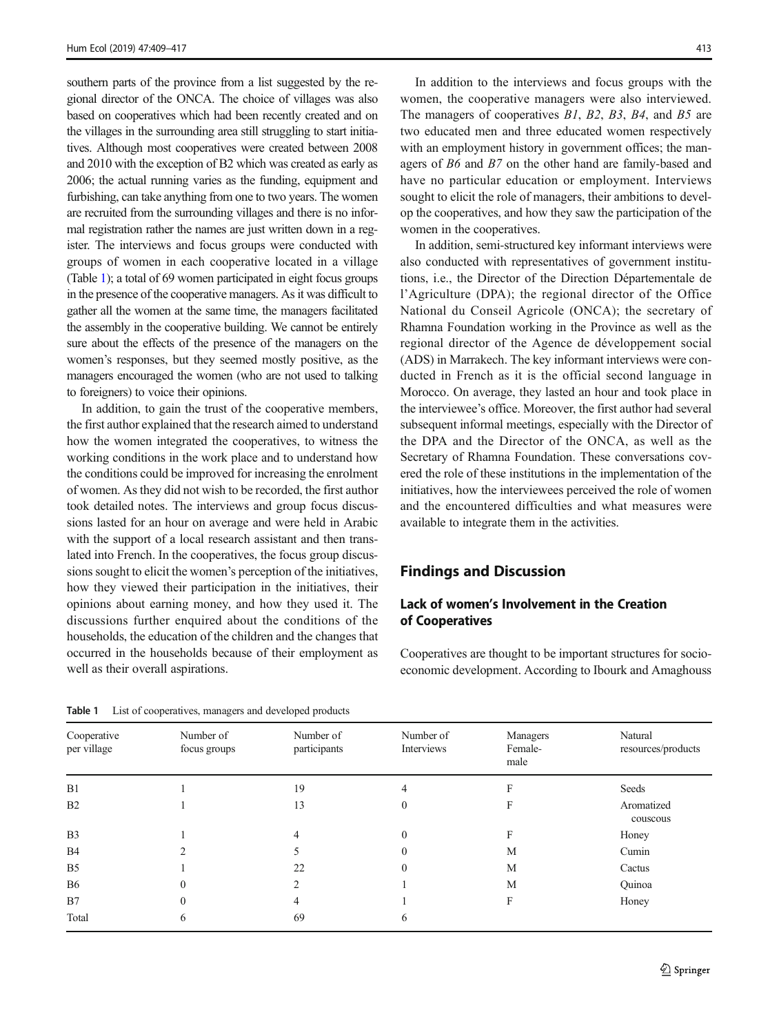southern parts of the province from a list suggested by the regional director of the ONCA. The choice of villages was also based on cooperatives which had been recently created and on the villages in the surrounding area still struggling to start initiatives. Although most cooperatives were created between 2008 and 2010 with the exception of B2 which was created as early as 2006; the actual running varies as the funding, equipment and furbishing, can take anything from one to two years. The women are recruited from the surrounding villages and there is no informal registration rather the names are just written down in a register. The interviews and focus groups were conducted with groups of women in each cooperative located in a village (Table 1); a total of 69 women participated in eight focus groups in the presence of the cooperative managers. As it was difficult to gather all the women at the same time, the managers facilitated the assembly in the cooperative building. We cannot be entirely sure about the effects of the presence of the managers on the women's responses, but they seemed mostly positive, as the managers encouraged the women (who are not used to talking to foreigners) to voice their opinions.

In addition, to gain the trust of the cooperative members, the first author explained that the research aimed to understand how the women integrated the cooperatives, to witness the working conditions in the work place and to understand how the conditions could be improved for increasing the enrolment of women. As they did not wish to be recorded, the first author took detailed notes. The interviews and group focus discussions lasted for an hour on average and were held in Arabic with the support of a local research assistant and then translated into French. In the cooperatives, the focus group discussions sought to elicit the women's perception of the initiatives, how they viewed their participation in the initiatives, their opinions about earning money, and how they used it. The discussions further enquired about the conditions of the households, the education of the children and the changes that occurred in the households because of their employment as well as their overall aspirations.

In addition to the interviews and focus groups with the women, the cooperative managers were also interviewed. The managers of cooperatives *B1*, *B2*, *B3*, *B4*, and *B5* are two educated men and three educated women respectively with an employment history in government offices; the managers of *B6* and *B7* on the other hand are family-based and have no particular education or employment. Interviews sought to elicit the role of managers, their ambitions to develop the cooperatives, and how they saw the participation of the women in the cooperatives.

In addition, semi-structured key informant interviews were also conducted with representatives of government institutions, i.e., the Director of the Direction Départementale de l'Agriculture (DPA); the regional director of the Office National du Conseil Agricole (ONCA); the secretary of Rhamna Foundation working in the Province as well as the regional director of the Agence de développement social (ADS) in Marrakech. The key informant interviews were conducted in French as it is the official second language in Morocco. On average, they lasted an hour and took place in the interviewee's office. Moreover, the first author had several subsequent informal meetings, especially with the Director of the DPA and the Director of the ONCA, as well as the Secretary of Rhamna Foundation. These conversations covered the role of these institutions in the implementation of the initiatives, how the interviewees perceived the role of women and the encountered difficulties and what measures were available to integrate them in the activities.

## Findings and Discussion

### Lack of women's Involvement in the Creation of Cooperatives

Cooperatives are thought to be important structures for socio-economic development. According to Ibourk and Amaghouss

**Table 1** List of cooperatives, managers and developed products

| Cooperative per village | Number of focus groups | Number of participants | Number of Interviews | Managers Female-male | Natural resources/products |
|---|---|---|---|---|---|
| B1 | 1 | 19 | 4 | F | Seeds |
| B2 | 1 | 13 | 0 | F | Aromatized couscous |
| B3 | 1 | 4 | 0 | F | Honey |
| B4 | 2 | 5 | 0 | M | Cumin |
| B5 | 1 | 22 | 0 | M | Cactus |
| B6 | 0 | 2 | 1 | M | Quinoa |
| B7 | 0 | 4 | 1 | F | Honey |
| Total | 6 | 69 | 6 | | |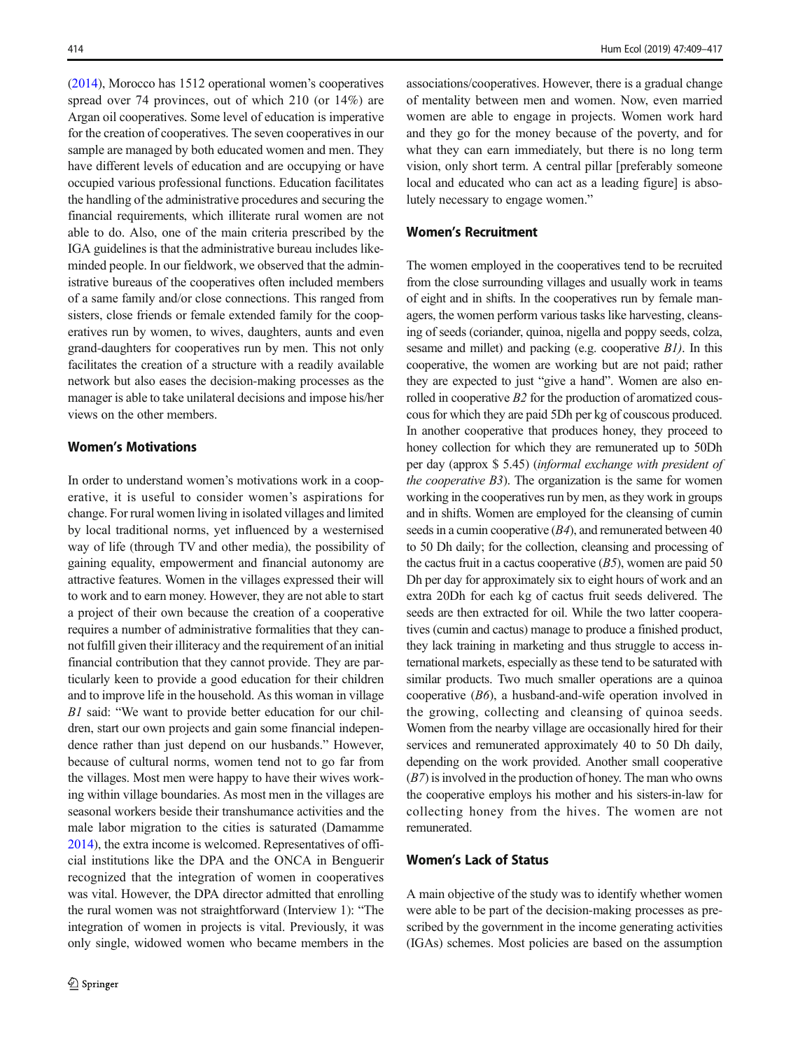(2014), Morocco has 1512 operational women's cooperatives spread over 74 provinces, out of which 210 (or 14%) are Argan oil cooperatives. Some level of education is imperative for the creation of cooperatives. The seven cooperatives in our sample are managed by both educated women and men. They have different levels of education and are occupying or have occupied various professional functions. Education facilitates the handling of the administrative procedures and securing the financial requirements, which illiterate rural women are not able to do. Also, one of the main criteria prescribed by the IGA guidelines is that the administrative bureau includes like-minded people. In our fieldwork, we observed that the administrative bureaus of the cooperatives often included members of a same family and/or close connections. This ranged from sisters, close friends or female extended family for the cooperatives run by women, to wives, daughters, aunts and even grand-daughters for cooperatives run by men. This not only facilitates the creation of a structure with a readily available network but also eases the decision-making processes as the manager is able to take unilateral decisions and impose his/her views on the other members.

## Women's Motivations

In order to understand women's motivations work in a cooperative, it is useful to consider women's aspirations for change. For rural women living in isolated villages and limited by local traditional norms, yet influenced by a westernised way of life (through TV and other media), the possibility of gaining equality, empowerment and financial autonomy are attractive features. Women in the villages expressed their will to work and to earn money. However, they are not able to start a project of their own because the creation of a cooperative requires a number of administrative formalities that they cannot fulfill given their illiteracy and the requirement of an initial financial contribution that they cannot provide. They are particularly keen to provide a good education for their children and to improve life in the household. As this woman in village *B1* said: "We want to provide better education for our children, start our own projects and gain some financial independence rather than just depend on our husbands." However, because of cultural norms, women tend not to go far from the villages. Most men were happy to have their wives working within village boundaries. As most men in the villages are seasonal workers beside their transhumance activities and the male labor migration to the cities is saturated (Damamme 2014), the extra income is welcomed. Representatives of official institutions like the DPA and the ONCA in Benguerir recognized that the integration of women in cooperatives was vital. However, the DPA director admitted that enrolling the rural women was not straightforward (Interview 1): "The integration of women in projects is vital. Previously, it was only single, widowed women who became members in the associations/cooperatives. However, there is a gradual change of mentality between men and women. Now, even married women are able to engage in projects. Women work hard and they go for the money because of the poverty, and for what they can earn immediately, but there is no long term vision, only short term. A central pillar [preferably someone local and educated who can act as a leading figure] is absolutely necessary to engage women."

## Women's Recruitment

The women employed in the cooperatives tend to be recruited from the close surrounding villages and usually work in teams of eight and in shifts. In the cooperatives run by female managers, the women perform various tasks like harvesting, cleansing of seeds (coriander, quinoa, nigella and poppy seeds, colza, sesame and millet) and packing (e.g. cooperative *B1)*. In this cooperative, the women are working but are not paid; rather they are expected to just "give a hand". Women are also enrolled in cooperative *B2* for the production of aromatized couscous for which they are paid 5Dh per kg of couscous produced. In another cooperative that produces honey, they proceed to honey collection for which they are remunerated up to 50Dh per day (approx $ 5.45) (*informal exchange with president of the cooperative B3*). The organization is the same for women working in the cooperatives run by men, as they work in groups and in shifts. Women are employed for the cleansing of cumin seeds in a cumin cooperative (*B4*), and remunerated between 40 to 50 Dh daily; for the collection, cleansing and processing of the cactus fruit in a cactus cooperative (*B5*), women are paid 50 Dh per day for approximately six to eight hours of work and an extra 20Dh for each kg of cactus fruit seeds delivered. The seeds are then extracted for oil. While the two latter cooperatives (cumin and cactus) manage to produce a finished product, they lack training in marketing and thus struggle to access international markets, especially as these tend to be saturated with similar products. Two much smaller operations are a quinoa cooperative (*B6*), a husband-and-wife operation involved in the growing, collecting and cleansing of quinoa seeds. Women from the nearby village are occasionally hired for their services and remunerated approximately 40 to 50 Dh daily, depending on the work provided. Another small cooperative (*B7*) is involved in the production of honey. The man who owns the cooperative employs his mother and his sisters-in-law for collecting honey from the hives. The women are not remunerated.

## Women's Lack of Status

A main objective of the study was to identify whether women were able to be part of the decision-making processes as prescribed by the government in the income generating activities (IGAs) schemes. Most policies are based on the assumption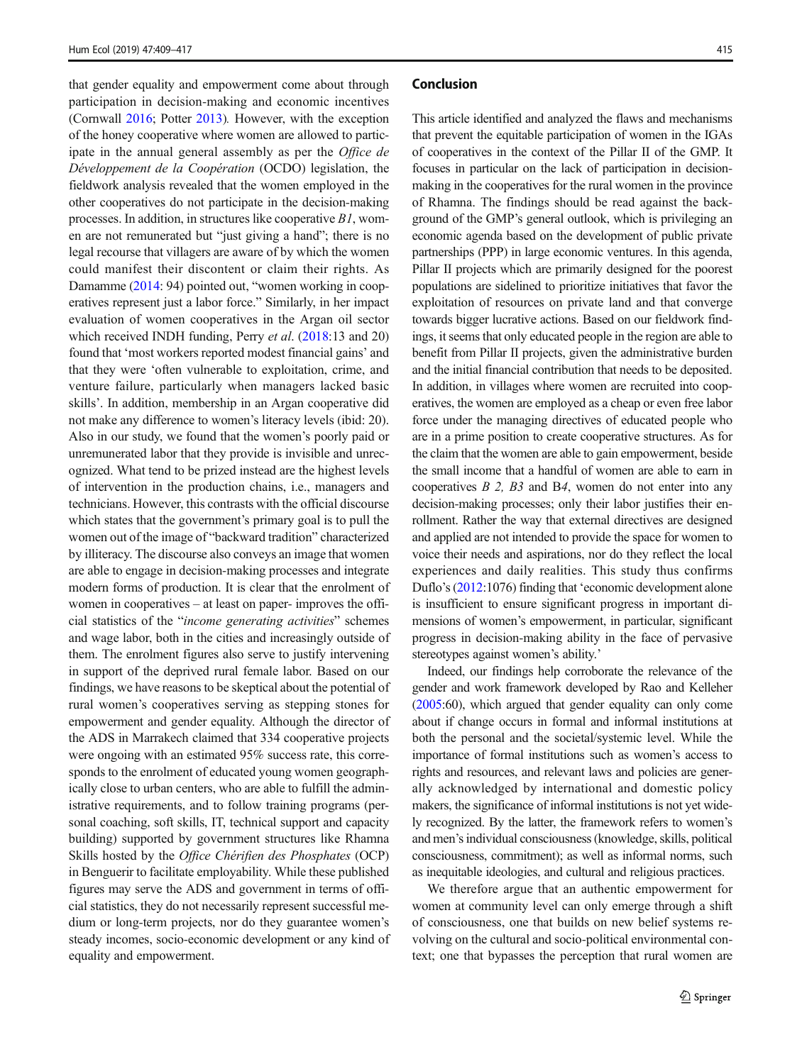that gender equality and empowerment come about through participation in decision-making and economic incentives (Cornwall 2016; Potter 2013). However, with the exception of the honey cooperative where women are allowed to participate in the annual general assembly as per the *Office de Développement de la Coopération* (OCDO) legislation, the fieldwork analysis revealed that the women employed in the other cooperatives do not participate in the decision-making processes. In addition, in structures like cooperative *B1*, women are not remunerated but "just giving a hand"; there is no legal recourse that villagers are aware of by which the women could manifest their discontent or claim their rights. As Damamme (2014: 94) pointed out, "women working in cooperatives represent just a labor force." Similarly, in her impact evaluation of women cooperatives in the Argan oil sector which received INDH funding, Perry *et al*. (2018:13 and 20) found that 'most workers reported modest financial gains' and that they were 'often vulnerable to exploitation, crime, and venture failure, particularly when managers lacked basic skills'. In addition, membership in an Argan cooperative did not make any difference to women's literacy levels (ibid: 20). Also in our study, we found that the women's poorly paid or unremunerated labor that they provide is invisible and unrecognized. What tend to be prized instead are the highest levels of intervention in the production chains, i.e., managers and technicians. However, this contrasts with the official discourse which states that the government's primary goal is to pull the women out of the image of "backward tradition" characterized by illiteracy. The discourse also conveys an image that women are able to engage in decision-making processes and integrate modern forms of production. It is clear that the enrolment of women in cooperatives – at least on paper- improves the official statistics of the "*income generating activities*" schemes and wage labor, both in the cities and increasingly outside of them. The enrolment figures also serve to justify intervening in support of the deprived rural female labor. Based on our findings, we have reasons to be skeptical about the potential of rural women's cooperatives serving as stepping stones for empowerment and gender equality. Although the director of the ADS in Marrakech claimed that 334 cooperative projects were ongoing with an estimated 95% success rate, this corresponds to the enrolment of educated young women geographically close to urban centers, who are able to fulfill the administrative requirements, and to follow training programs (personal coaching, soft skills, IT, technical support and capacity building) supported by government structures like Rhamna Skills hosted by the *Office Chérifien des Phosphates* (OCP) in Benguerir to facilitate employability. While these published figures may serve the ADS and government in terms of official statistics, they do not necessarily represent successful medium or long-term projects, nor do they guarantee women's steady incomes, socio-economic development or any kind of equality and empowerment.

## Conclusion

This article identified and analyzed the flaws and mechanisms that prevent the equitable participation of women in the IGAs of cooperatives in the context of the Pillar II of the GMP. It focuses in particular on the lack of participation in decision-making in the cooperatives for the rural women in the province of Rhamna. The findings should be read against the background of the GMP's general outlook, which is privileging an economic agenda based on the development of public private partnerships (PPP) in large economic ventures. In this agenda, Pillar II projects which are primarily designed for the poorest populations are sidelined to prioritize initiatives that favor the exploitation of resources on private land and that converge towards bigger lucrative actions. Based on our fieldwork findings, it seems that only educated people in the region are able to benefit from Pillar II projects, given the administrative burden and the initial financial contribution that needs to be deposited. In addition, in villages where women are recruited into cooperatives, the women are employed as a cheap or even free labor force under the managing directives of educated people who are in a prime position to create cooperative structures. As for the claim that the women are able to gain empowerment, beside the small income that a handful of women are able to earn in cooperatives *B 2, B3* and B*4*, women do not enter into any decision-making processes; only their labor justifies their enrollment. Rather the way that external directives are designed and applied are not intended to provide the space for women to voice their needs and aspirations, nor do they reflect the local experiences and daily realities. This study thus confirms Duflo's (2012:1076) finding that 'economic development alone is insufficient to ensure significant progress in important dimensions of women's empowerment, in particular, significant progress in decision-making ability in the face of pervasive stereotypes against women's ability.'

Indeed, our findings help corroborate the relevance of the gender and work framework developed by Rao and Kelleher (2005:60), which argued that gender equality can only come about if change occurs in formal and informal institutions at both the personal and the societal/systemic level. While the importance of formal institutions such as women's access to rights and resources, and relevant laws and policies are generally acknowledged by international and domestic policy makers, the significance of informal institutions is not yet widely recognized. By the latter, the framework refers to women's and men's individual consciousness (knowledge, skills, political consciousness, commitment); as well as informal norms, such as inequitable ideologies, and cultural and religious practices.

We therefore argue that an authentic empowerment for women at community level can only emerge through a shift of consciousness, one that builds on new belief systems revolving on the cultural and socio-political environmental context; one that bypasses the perception that rural women are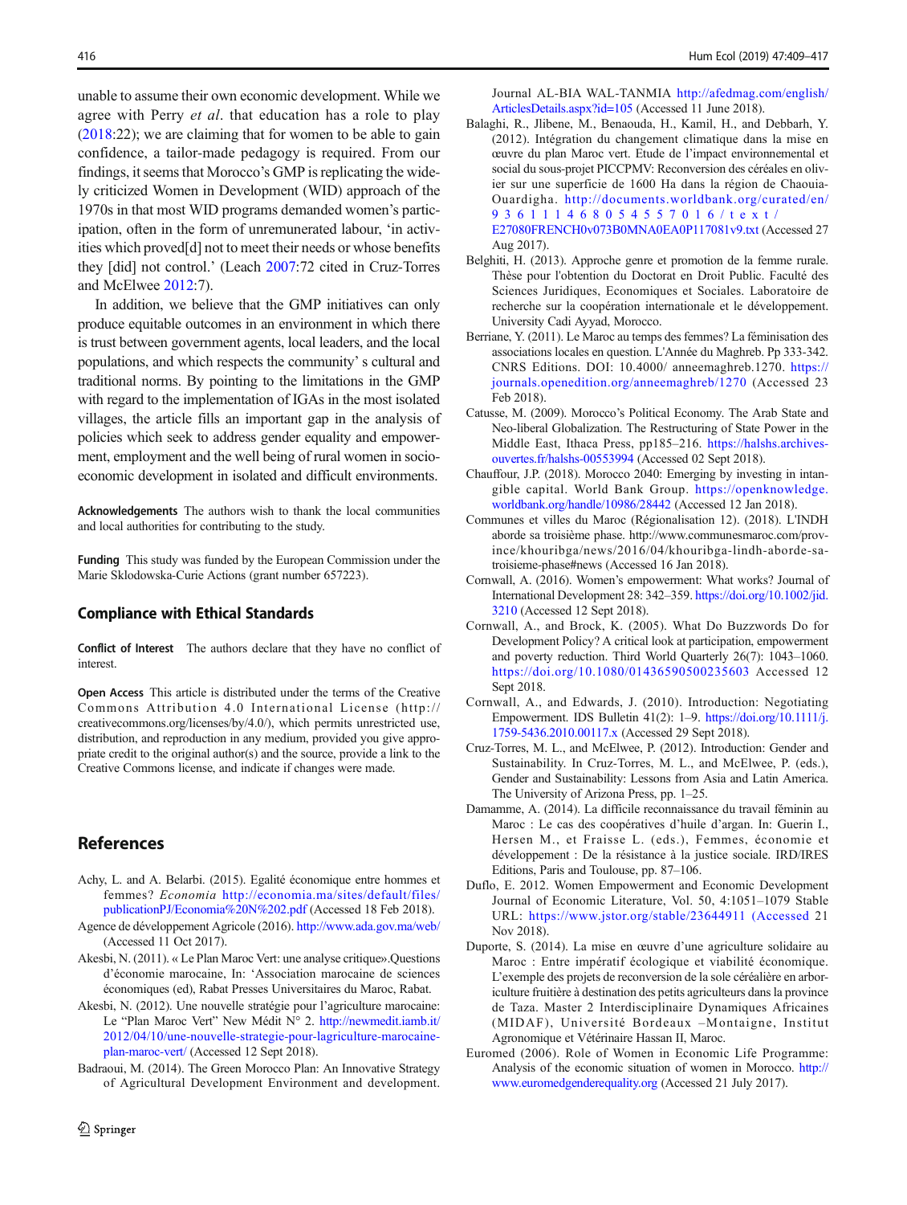unable to assume their own economic development. While we agree with Perry *et al*. that education has a role to play (2018:22); we are claiming that for women to be able to gain confidence, a tailor-made pedagogy is required. From our findings, it seems that Morocco's GMP is replicating the widely criticized Women in Development (WID) approach of the 1970s in that most WID programs demanded women's participation, often in the form of unremunerated labour, 'in activities which proved[d] not to meet their needs or whose benefits they [did] not control.' (Leach 2007:72 cited in Cruz-Torres and McElwee 2012:7).

In addition, we believe that the GMP initiatives can only produce equitable outcomes in an environment in which there is trust between government agents, local leaders, and the local populations, and which respects the community' s cultural and traditional norms. By pointing to the limitations in the GMP with regard to the implementation of IGAs in the most isolated villages, the article fills an important gap in the analysis of policies which seek to address gender equality and empowerment, employment and the well being of rural women in socio-economic development in isolated and difficult environments.

**Acknowledgements** The authors wish to thank the local communities and local authorities for contributing to the study.

**Funding** This study was funded by the European Commission under the Marie Sklodowska-Curie Actions (grant number 657223).

## Compliance with Ethical Standards

**Conflict of Interest** The authors declare that they have no conflict of interest.

**Open Access** This article is distributed under the terms of the Creative Commons Attribution 4.0 International License (http://creativecommons.org/licenses/by/4.0/), which permits unrestricted use, distribution, and reproduction in any medium, provided you give appropriate credit to the original author(s) and the source, provide a link to the Creative Commons license, and indicate if changes were made.

## References

Achy, L. and A. Belarbi. (2015). Egalité économique entre hommes et femmes? *Economia* http://economia.ma/sites/default/files/publicationPJ/Economia%20N%202.pdf (Accessed 18 Feb 2018).

Agence de développement Agricole (2016). http://www.ada.gov.ma/web/ (Accessed 11 Oct 2017).

Akesbi, N. (2011). « Le Plan Maroc Vert: une analyse critique».Questions d'économie marocaine, In: 'Association marocaine de sciences économiques (ed), Rabat Presses Universitaires du Maroc, Rabat.

Akesbi, N. (2012). Une nouvelle stratégie pour l'agriculture marocaine: Le "Plan Maroc Vert" New Médit N° 2. http://newmedit.iamb.it/2012/04/10/une-nouvelle-strategie-pour-lagriculture-marocaine-plan-maroc-vert/ (Accessed 12 Sept 2018).

Badraoui, M. (2014). The Green Morocco Plan: An Innovative Strategy of Agricultural Development Environment and development. Journal AL-BIA WAL-TANMIA http://afedmag.com/english/ArticlesDetails.aspx?id=105 (Accessed 11 June 2018).

Balaghi, R., Jlibene, M., Benaouda, H., Kamil, H., and Debbarh, Y. (2012). Intégration du changement climatique dans la mise en œuvre du plan Maroc vert. Etude de l'impact environnemental et social du sous-projet PICCPMV: Reconversion des céréales en olivier sur une superficie de 1600 Ha dans la région de Chaouia-Ouardigha. http://documents.worldbank.org/curated/en/936111468054557016/text/E27080FRENCH0v073B0MNA0EA0P117081v9.txt (Accessed 27 Aug 2017).

Belghiti, H. (2013). Approche genre et promotion de la femme rurale. Thèse pour l'obtention du Doctorat en Droit Public. Faculté des Sciences Juridiques, Economiques et Sociales. Laboratoire de recherche sur la coopération internationale et le développement. University Cadi Ayyad, Morocco.

Berriane, Y. (2011). Le Maroc au temps des femmes? La féminisation des associations locales en question. L'Année du Maghreb. Pp 333-342. CNRS Editions. DOI: 10.4000/ anneemaghreb.1270. https://journals.openedition.org/anneemaghreb/1270 (Accessed 23 Feb 2018).

Catusse, M. (2009). Morocco's Political Economy. The Arab State and Neo-liberal Globalization. The Restructuring of State Power in the Middle East, Ithaca Press, pp185–216. https://halshs.archives-ouvertes.fr/halshs-00553994 (Accessed 02 Sept 2018).

Chauffour, J.P. (2018). Morocco 2040: Emerging by investing in intangible capital. World Bank Group. https://openknowledge.worldbank.org/handle/10986/28442 (Accessed 12 Jan 2018).

Communes et villes du Maroc (Régionalisation 12). (2018). L'INDH aborde sa troisième phase. http://www.communesmaroc.com/province/khouribga/news/2016/04/khouribga-lindh-aborde-sa-troisieme-phase#news (Accessed 16 Jan 2018).

Cornwall, A. (2016). Women's empowerment: What works? Journal of International Development 28: 342–359. https://doi.org/10.1002/jid.3210 (Accessed 12 Sept 2018).

Cornwall, A., and Brock, K. (2005). What Do Buzzwords Do for Development Policy? A critical look at participation, empowerment and poverty reduction. Third World Quarterly 26(7): 1043–1060. https://doi.org/10.1080/01436590500235603 Accessed 12 Sept 2018.

Cornwall, A., and Edwards, J. (2010). Introduction: Negotiating Empowerment. IDS Bulletin 41(2): 1–9. https://doi.org/10.1111/j.1759-5436.2010.00117.x (Accessed 29 Sept 2018).

Cruz-Torres, M. L., and McElwee, P. (2012). Introduction: Gender and Sustainability. In Cruz-Torres, M. L., and McElwee, P. (eds.), Gender and Sustainability: Lessons from Asia and Latin America. The University of Arizona Press, pp. 1–25.

Damamme, A. (2014). La difficile reconnaissance du travail féminin au Maroc : Le cas des coopératives d'huile d'argan. In: Guerin I., Hersen M., et Fraisse L. (eds.), Femmes, économie et développement : De la résistance à la justice sociale. IRD/IRES Editions, Paris and Toulouse, pp. 87–106.

Duflo, E. 2012. Women Empowerment and Economic Development Journal of Economic Literature, Vol. 50, 4:1051–1079 Stable URL: https://www.jstor.org/stable/23644911 (Accessed 21 Nov 2018).

Duporte, S. (2014). La mise en œuvre d'une agriculture solidaire au Maroc : Entre impératif écologique et viabilité économique. L'exemple des projets de reconversion de la sole céréalière en arboriculture fruitière à destination des petits agriculteurs dans la province de Taza. Master 2 Interdisciplinaire Dynamiques Africaines (MIDAF), Université Bordeaux –Montaigne, Institut Agronomique et Vétérinaire Hassan II, Maroc.

Euromed (2006). Role of Women in Economic Life Programme: Analysis of the economic situation of women in Morocco. http://www.euromedgenderequality.org (Accessed 21 July 2017).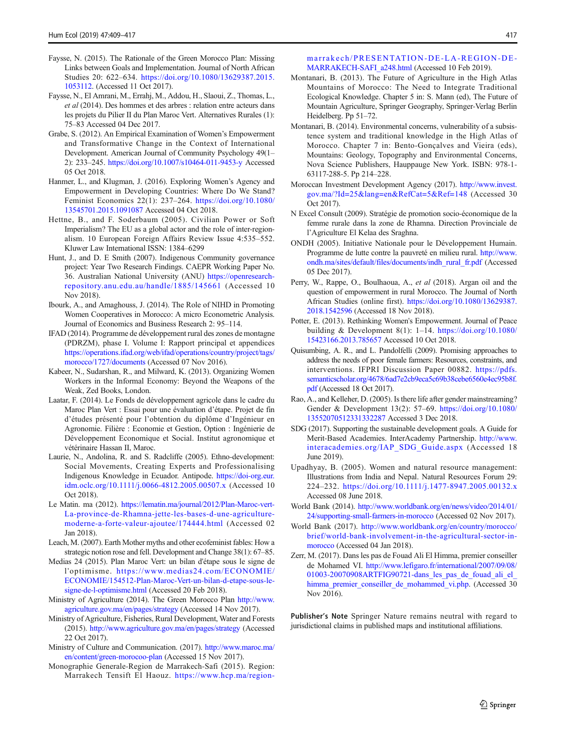Faysse, N. (2015). The Rationale of the Green Morocco Plan: Missing Links between Goals and Implementation. Journal of North African Studies 20: 622–634. https://doi.org/10.1080/13629387.2015.1053112. (Accessed 11 Oct 2017).

Faysse, N., El Amrani, M., Errahj, M., Addou, H., Slaoui, Z., Thomas, L., *et al* (2014). Des hommes et des arbres : relation entre acteurs dans les projets du Pilier II du Plan Maroc Vert. Alternatives Rurales (1): 75–83 Accessed 04 Dec 2017.

Grabe, S. (2012). An Empirical Examination of Women's Empowerment and Transformative Change in the Context of International Development. American Journal of Community Psychology 49(1–2): 233–245. https://doi.org/10.1007/s10464-011-9453-y Accessed 05 Oct 2018.

Hanmer, L., and Klugman, J. (2016). Exploring Women's Agency and Empowerment in Developing Countries: Where Do We Stand? Feminist Economics 22(1): 237–264. https://doi.org/10.1080/13545701.2015.1091087 Accessed 04 Oct 2018.

Hettne, B., and F. Soderbaum (2005). Civilian Power or Soft Imperialism? The EU as a global actor and the role of inter-regionalism. 10 European Foreign Affairs Review Issue 4:535–552. Kluwer Law International ISSN: 1384–6299

Hunt, J., and D. E Smith (2007). Indigenous Community governance project: Year Two Research Findings. CAEPR Working Paper No. 36. Australian National University (ANU) https://openresearch-repository.anu.edu.au/handle/1885/145661 (Accessed 10 Nov 2018).

Ibourk, A., and Amaghouss, J. (2014). The Role of NIHD in Promoting Women Cooperatives in Morocco: A micro Econometric Analysis. Journal of Economics and Business Research 2: 95–114.

IFAD (2014). Programme de développement rural des zones de montagne (PDRZM), phase I. Volume I: Rapport principal et appendices https://operations.ifad.org/web/ifad/operations/country/project/tags/morocco/1727/documents (Accessed 07 Nov 2016).

Kabeer, N., Sudarshan, R., and Milward, K. (2013). Organizing Women Workers in the Informal Economy: Beyond the Weapons of the Weak, Zed Books, London.

Laatar, F. (2014). Le Fonds de développement agricole dans le cadre du Maroc Plan Vert : Essai pour une évaluation d'étape. Projet de fin d'études présenté pour l'obtention du diplôme d'Ingénieur en Agronomie. Filière : Economie et Gestion, Option : Ingénierie de Développement Economique et Social. Institut agronomique et vétérinaire Hassan II, Maroc.

Laurie, N., Andolina, R. and S. Radcliffe (2005). Ethno-development: Social Movements, Creating Experts and Professionalising Indigenous Knowledge in Ecuador. Antipode. https://doi-org.eur.idm.oclc.org/10.1111/j.0066-4812.2005.00507.x (Accessed 10 Oct 2018).

Le Matin. ma (2012). https://lematin.ma/journal/2012/Plan-Maroc-vert-La-province-de-Rhamna-jette-les-bases-d-une-agriculture-moderne-a-forte-valeur-ajoutee/174444.html (Accessed 02 Jan 2018).

Leach, M. (2007). Earth Mother myths and other ecofeminist fables: How a strategic notion rose and fell. Development and Change 38(1): 67–85.

Medias 24 (2015). Plan Maroc Vert: un bilan d'étape sous le signe de l'optimisme. https://www.medias24.com/ECONOMIE/ECONOMIE/154512-Plan-Maroc-Vert-un-bilan-d-etape-sous-le-signe-de-l-optimisme.html (Accessed 20 Feb 2018).

Ministry of Agriculture (2014). The Green Morocco Plan http://www.agriculture.gov.ma/en/pages/strategy (Accessed 14 Nov 2017).

Ministry of Agriculture, Fisheries, Rural Development, Water and Forests (2015). http://www.agriculture.gov.ma/en/pages/strategy (Accessed 22 Oct 2017).

Ministry of Culture and Communication. (2017). http://www.maroc.ma/en/content/green-morocoo-plan (Accessed 15 Nov 2017).

Monographie Generale-Region de Marrakech-Safi (2015). Region: Marrakech Tensift El Haouz. https://www.hcp.ma/region-marrakech/PRESENTATION-DE-LA-REGION-DE-MARRAKECH-SAFI_a248.html (Accessed 10 Feb 2019).

Montanari, B. (2013). The Future of Agriculture in the High Atlas Mountains of Morocco: The Need to Integrate Traditional Ecological Knowledge. Chapter 5 in: S. Mann (ed), The Future of Mountain Agriculture, Springer Geography, Springer-Verlag Berlin Heidelberg. Pp 51–72.

Montanari, B. (2014). Environmental concerns, vulnerability of a subsistence system and traditional knowledge in the High Atlas of Morocco. Chapter 7 in: Bento-Gonçalves and Vieira (eds), Mountains: Geology, Topography and Environmental Concerns, Nova Science Publishers, Hauppauge New York. ISBN: 978-1-63117-288-5. Pp 214–228.

Moroccan Investment Development Agency (2017). http://www.invest.gov.ma/?Id=25&lang=en&RefCat=5&Ref=148 (Accessed 30 Oct 2017).

N Excel Consult (2009). Stratégie de promotion socio-économique de la femme rurale dans la zone de Rhamna. Direction Provinciale de l'Agriculture El Kelaa des Sraghna.

ONDH (2005). Initiative Nationale pour le Développement Humain. Programme de lutte contre la pauvreté en milieu rural. http://www.ondh.ma/sites/default/files/documents/indh_rural_fr.pdf (Accessed 05 Dec 2017).

Perry, W., Rappe, O., Boulhaoua, A., *et al* (2018). Argan oil and the question of empowerment in rural Morocco. The Journal of North African Studies (online first). https://doi.org/10.1080/13629387.2018.1542596 (Accessed 18 Nov 2018).

Potter, E. (2013). Rethinking Women's Empowerment. Journal of Peace building & Development 8(1): 1–14. https://doi.org/10.1080/15423166.2013.785657 Accessed 10 Oct 2018.

Quisumbing, A. R., and L. Pandolfelli (2009). Promising approaches to address the needs of poor female farmers: Resources, constraints, and interventions. IFPRI Discussion Paper 00882. https://pdfs.semanticscholar.org/4678/6ad7e2cb9eca5c69b38cebe6560e4ec95b8f.pdf (Accessed 18 Oct 2017).

Rao, A., and Kelleher, D. (2005). Is there life after gender mainstreaming? Gender & Development 13(2): 57–69. https://doi.org/10.1080/13552070512331332287 Accessed 3 Dec 2018.

SDG (2017). Supporting the sustainable development goals. A Guide for Merit-Based Academies. InterAcademy Partnership. http://www.interacademies.org/IAP_SDG_Guide.aspx (Accessed 18 June 2019).

Upadhyay, B. (2005). Women and natural resource management: Illustrations from India and Nepal. Natural Resources Forum 29: 224–232. https://doi.org/10.1111/j.1477-8947.2005.00132.x Accessed 08 June 2018.

World Bank (2014). http://www.worldbank.org/en/news/video/2014/01/24/supporting-small-farmers-in-morocco (Accessed 02 Nov 2017).

World Bank (2017). http://www.worldbank.org/en/country/morocco/brief/world-bank-involvement-in-the-agricultural-sector-in-morocco (Accessed 04 Jan 2018).

Zerr, M. (2017). Dans les pas de Fouad Ali El Himma, premier conseiller de Mohamed VI. http://www.lefigaro.fr/international/2007/09/08/01003-20070908ARTFIG90721-dans_les_pas_de_fouad_ali_el_himma_premier_conseiller_de_mohammed_vi.php. (Accessed 30 Nov 2016).

**Publisher's Note** Springer Nature remains neutral with regard to jurisdictional claims in published maps and institutional affiliations.